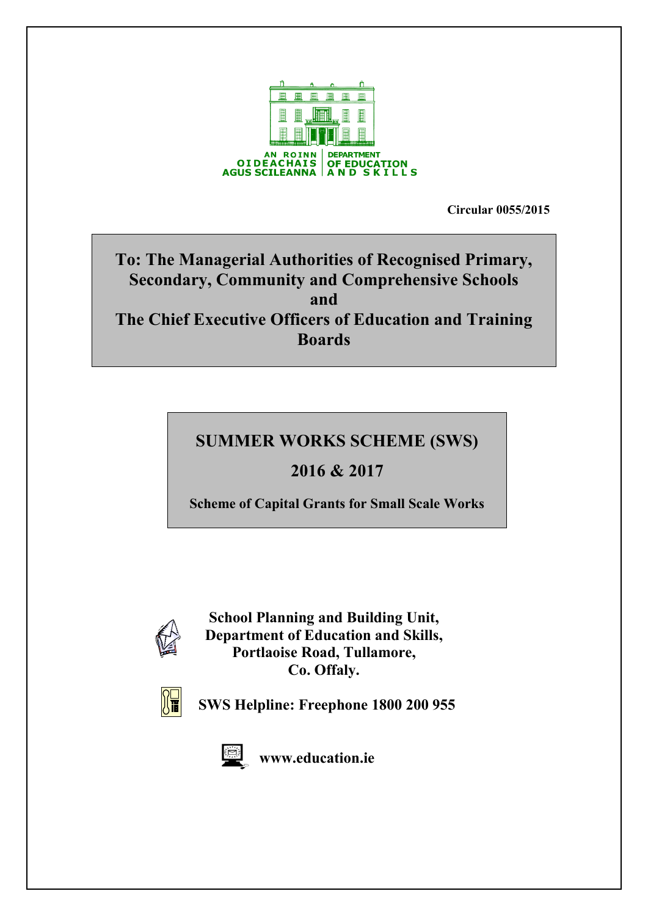AN ROINN OIDEACHAIS AGUS SCILEANNA | DEPARTMENT OF EDUCATION AND SKILLS

**Circular 0055/2015**

**To: The Managerial Authorities of Recognised Primary, Secondary, Community and Comprehensive Schools and The Chief Executive Officers of Education and Training Boards**

# SUMMER WORKS SCHEME (SWS) 2016 & 2017

**Scheme of Capital Grants for Small Scale Works**

**School Planning and Building Unit,
Department of Education and Skills,
Portlaoise Road, Tullamore,
Co. Offaly.**

**SWS Helpline: Freephone 1800 200 955**

**www.education.ie**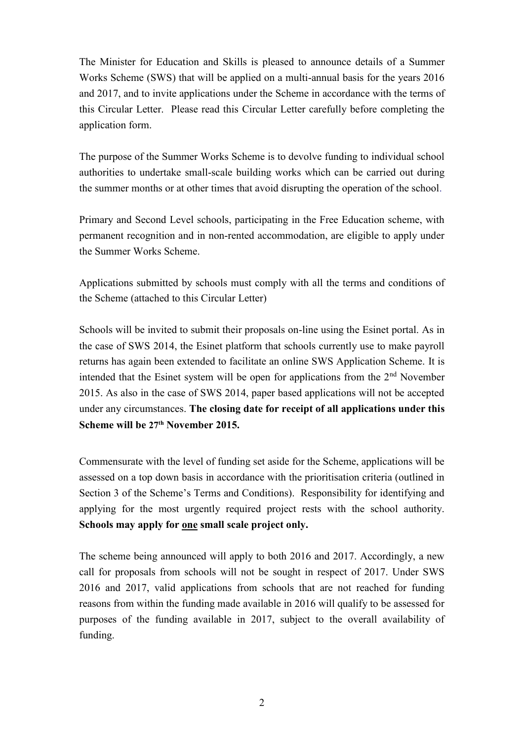The Minister for Education and Skills is pleased to announce details of a Summer Works Scheme (SWS) that will be applied on a multi-annual basis for the years 2016 and 2017, and to invite applications under the Scheme in accordance with the terms of this Circular Letter. Please read this Circular Letter carefully before completing the application form.

The purpose of the Summer Works Scheme is to devolve funding to individual school authorities to undertake small-scale building works which can be carried out during the summer months or at other times that avoid disrupting the operation of the school.

Primary and Second Level schools, participating in the Free Education scheme, with permanent recognition and in non-rented accommodation, are eligible to apply under the Summer Works Scheme.

Applications submitted by schools must comply with all the terms and conditions of the Scheme (attached to this Circular Letter)

Schools will be invited to submit their proposals on-line using the Esinet portal. As in the case of SWS 2014, the Esinet platform that schools currently use to make payroll returns has again been extended to facilitate an online SWS Application Scheme. It is intended that the Esinet system will be open for applications from the 2nd November 2015. As also in the case of SWS 2014, paper based applications will not be accepted under any circumstances. **The closing date for receipt of all applications under this Scheme will be 27th November 2015.**

Commensurate with the level of funding set aside for the Scheme, applications will be assessed on a top down basis in accordance with the prioritisation criteria (outlined in Section 3 of the Scheme's Terms and Conditions). Responsibility for identifying and applying for the most urgently required project rests with the school authority. **Schools may apply for <u>one</u> small scale project only.**

The scheme being announced will apply to both 2016 and 2017. Accordingly, a new call for proposals from schools will not be sought in respect of 2017. Under SWS 2016 and 2017, valid applications from schools that are not reached for funding reasons from within the funding made available in 2016 will qualify to be assessed for purposes of the funding available in 2017, subject to the overall availability of funding.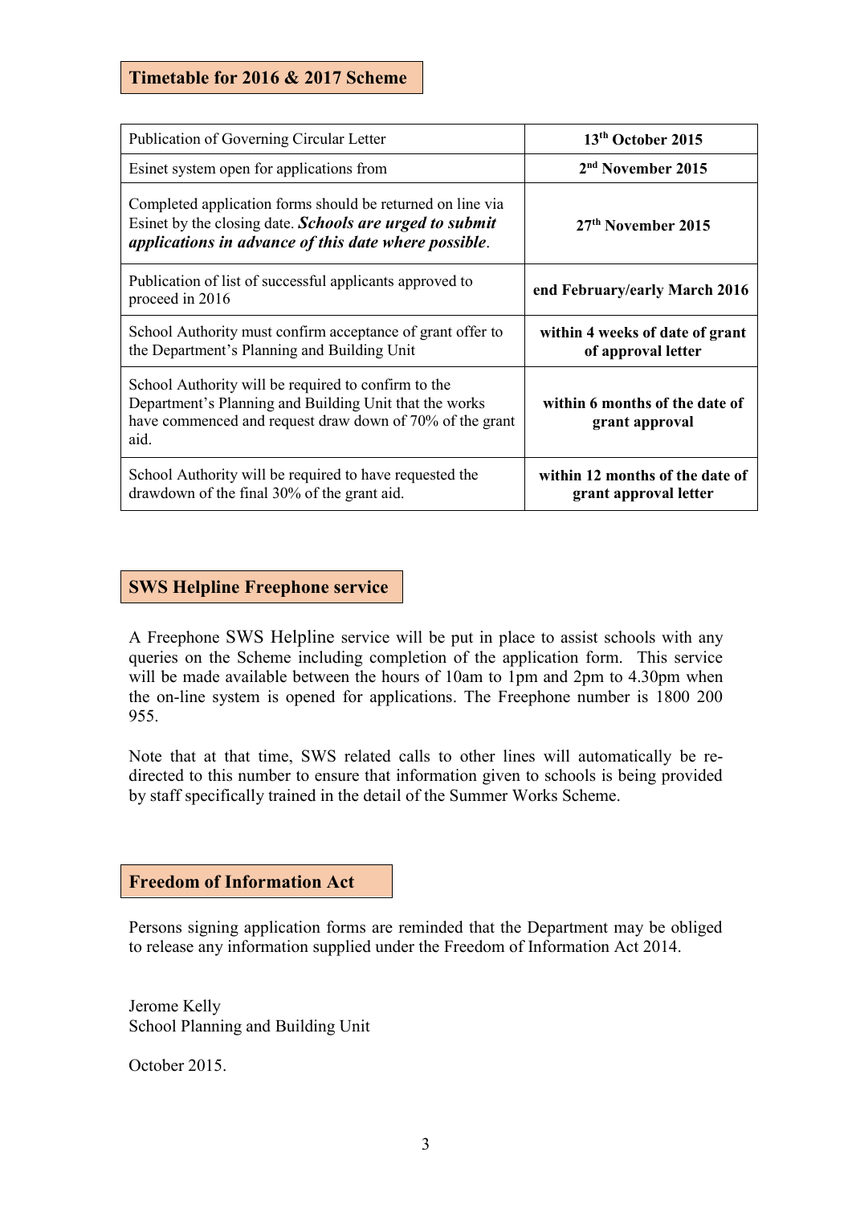## Timetable for 2016 & 2017 Scheme

| | |
|---|---|
| Publication of Governing Circular Letter | **13th October 2015** |
| Esinet system open for applications from | **2nd November 2015** |
| Completed application forms should be returned on line via Esinet by the closing date. ***Schools are urged to submit applications in advance of this date where possible***. | **27th November 2015** |
| Publication of list of successful applicants approved to proceed in 2016 | **end February/early March 2016** |
| School Authority must confirm acceptance of grant offer to the Department's Planning and Building Unit | **within 4 weeks of date of grant of approval letter** |
| School Authority will be required to confirm to the Department's Planning and Building Unit that the works have commenced and request draw down of 70% of the grant aid. | **within 6 months of the date of grant approval** |
| School Authority will be required to have requested the drawdown of the final 30% of the grant aid. | **within 12 months of the date of grant approval letter** |

## SWS Helpline Freephone service

A Freephone SWS Helpline service will be put in place to assist schools with any queries on the Scheme including completion of the application form. This service will be made available between the hours of 10am to 1pm and 2pm to 4.30pm when the on-line system is opened for applications. The Freephone number is 1800 200 955.

Note that at that time, SWS related calls to other lines will automatically be re-directed to this number to ensure that information given to schools is being provided by staff specifically trained in the detail of the Summer Works Scheme.

## Freedom of Information Act

Persons signing application forms are reminded that the Department may be obliged to release any information supplied under the Freedom of Information Act 2014.

Jerome Kelly
School Planning and Building Unit

October 2015.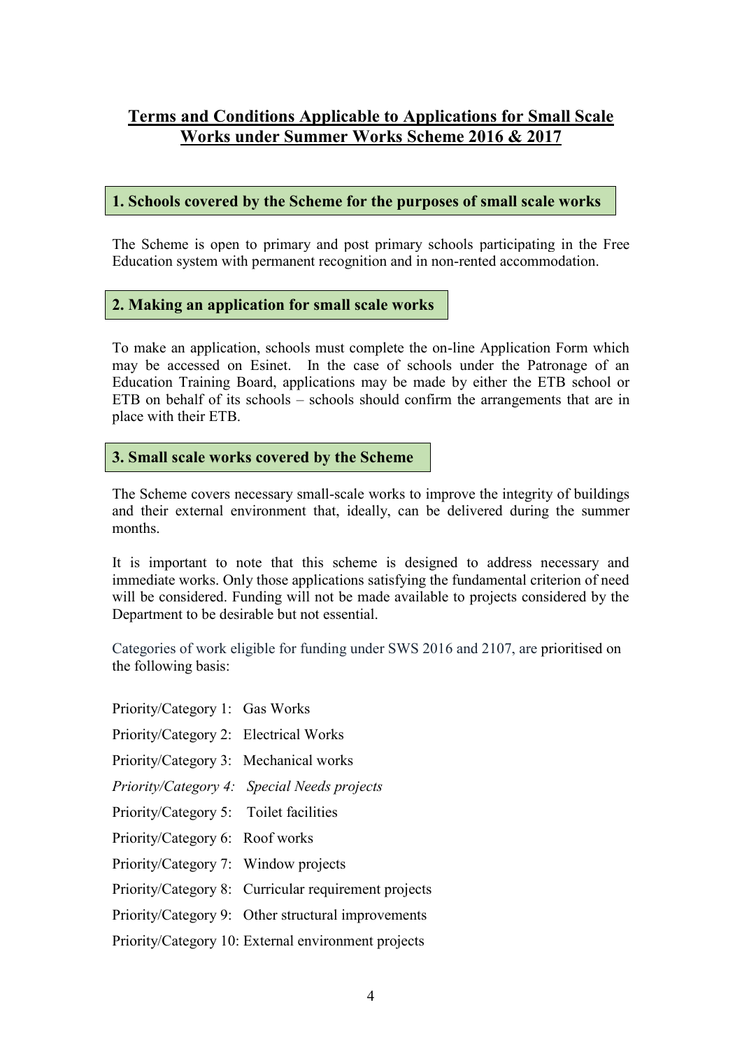# Terms and Conditions Applicable to Applications for Small Scale Works under Summer Works Scheme 2016 & 2017

## 1. Schools covered by the Scheme for the purposes of small scale works

The Scheme is open to primary and post primary schools participating in the Free Education system with permanent recognition and in non-rented accommodation.

## 2. Making an application for small scale works

To make an application, schools must complete the on-line Application Form which may be accessed on Esinet. In the case of schools under the Patronage of an Education Training Board, applications may be made by either the ETB school or ETB on behalf of its schools – schools should confirm the arrangements that are in place with their ETB.

## 3. Small scale works covered by the Scheme

The Scheme covers necessary small-scale works to improve the integrity of buildings and their external environment that, ideally, can be delivered during the summer months.

It is important to note that this scheme is designed to address necessary and immediate works. Only those applications satisfying the fundamental criterion of need will be considered. Funding will not be made available to projects considered by the Department to be desirable but not essential.

Categories of work eligible for funding under SWS 2016 and 2107, are prioritised on the following basis:

Priority/Category 1: Gas Works

Priority/Category 2: Electrical Works

Priority/Category 3: Mechanical works

*Priority/Category 4: Special Needs projects*

Priority/Category 5: Toilet facilities

Priority/Category 6: Roof works

Priority/Category 7: Window projects

Priority/Category 8: Curricular requirement projects

Priority/Category 9: Other structural improvements

Priority/Category 10: External environment projects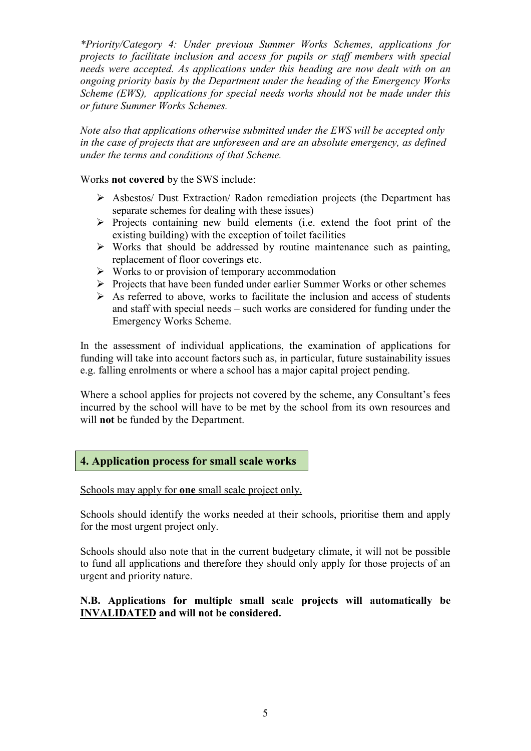*\*Priority/Category 4: Under previous Summer Works Schemes, applications for projects to facilitate inclusion and access for pupils or staff members with special needs were accepted. As applications under this heading are now dealt with on an ongoing priority basis by the Department under the heading of the Emergency Works Scheme (EWS), applications for special needs works should not be made under this or future Summer Works Schemes.*

*Note also that applications otherwise submitted under the EWS will be accepted only in the case of projects that are unforeseen and are an absolute emergency, as defined under the terms and conditions of that Scheme.*

Works **not covered** by the SWS include:

- Asbestos/ Dust Extraction/ Radon remediation projects (the Department has separate schemes for dealing with these issues)
- Projects containing new build elements (i.e. extend the foot print of the existing building) with the exception of toilet facilities
- Works that should be addressed by routine maintenance such as painting, replacement of floor coverings etc.
- Works to or provision of temporary accommodation
- Projects that have been funded under earlier Summer Works or other schemes
- As referred to above, works to facilitate the inclusion and access of students and staff with special needs – such works are considered for funding under the Emergency Works Scheme.

In the assessment of individual applications, the examination of applications for funding will take into account factors such as, in particular, future sustainability issues e.g. falling enrolments or where a school has a major capital project pending.

Where a school applies for projects not covered by the scheme, any Consultant's fees incurred by the school will have to be met by the school from its own resources and will **not** be funded by the Department.

## 4. Application process for small scale works

<u>Schools may apply for **one** small scale project only.</u>

Schools should identify the works needed at their schools, prioritise them and apply for the most urgent project only.

Schools should also note that in the current budgetary climate, it will not be possible to fund all applications and therefore they should only apply for those projects of an urgent and priority nature.

**N.B. Applications for multiple small scale projects will automatically be <u>INVALIDATED</u> and will not be considered.**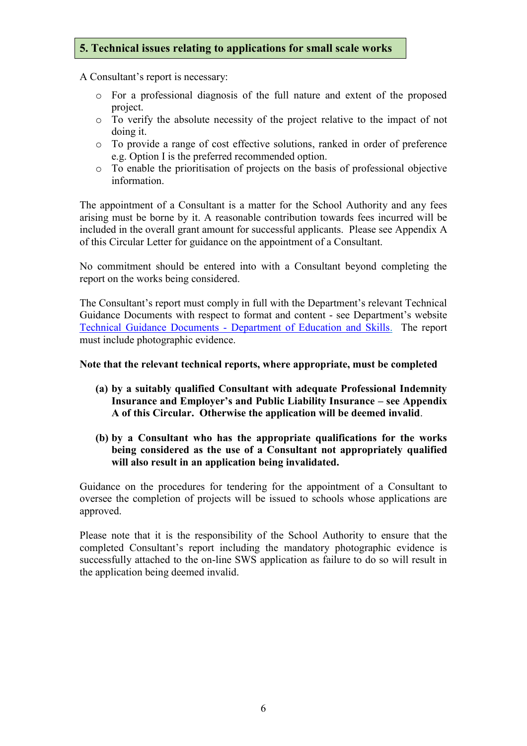## 5. Technical issues relating to applications for small scale works

A Consultant's report is necessary:

- For a professional diagnosis of the full nature and extent of the proposed project.
- To verify the absolute necessity of the project relative to the impact of not doing it.
- To provide a range of cost effective solutions, ranked in order of preference e.g. Option I is the preferred recommended option.
- To enable the prioritisation of projects on the basis of professional objective information.

The appointment of a Consultant is a matter for the School Authority and any fees arising must be borne by it. A reasonable contribution towards fees incurred will be included in the overall grant amount for successful applicants. Please see Appendix A of this Circular Letter for guidance on the appointment of a Consultant.

No commitment should be entered into with a Consultant beyond completing the report on the works being considered.

The Consultant's report must comply in full with the Department's relevant Technical Guidance Documents with respect to format and content - see Department's website [Technical Guidance Documents - Department of Education and Skills.](Technical Guidance Documents - Department of Education and Skills) The report must include photographic evidence.

**Note that the relevant technical reports, where appropriate, must be completed**

**(a) by a suitably qualified Consultant with adequate Professional Indemnity Insurance and Employer's and Public Liability Insurance – see Appendix A of this Circular. Otherwise the application will be deemed invalid**.

**(b) by a Consultant who has the appropriate qualifications for the works being considered as the use of a Consultant not appropriately qualified will also result in an application being invalidated.**

Guidance on the procedures for tendering for the appointment of a Consultant to oversee the completion of projects will be issued to schools whose applications are approved.

Please note that it is the responsibility of the School Authority to ensure that the completed Consultant's report including the mandatory photographic evidence is successfully attached to the on-line SWS application as failure to do so will result in the application being deemed invalid.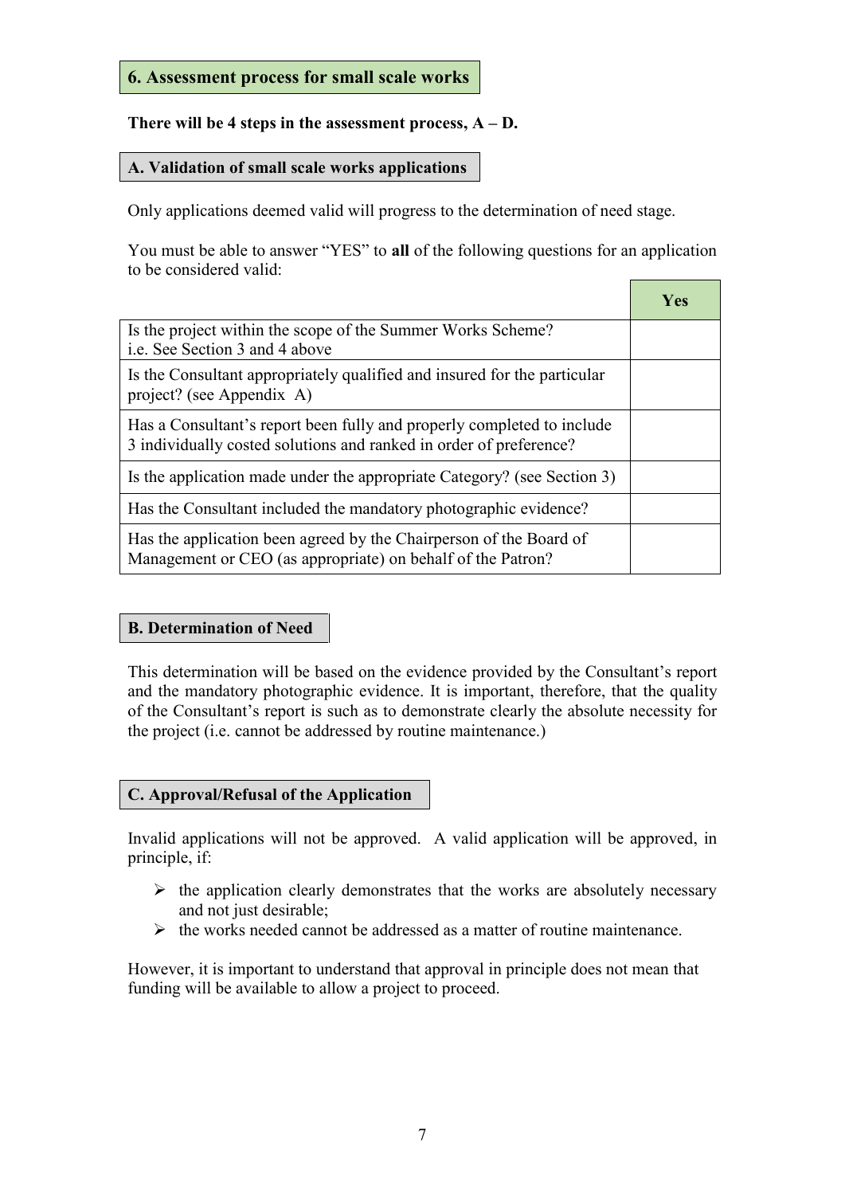## 6. Assessment process for small scale works

**There will be 4 steps in the assessment process, A – D.**

### A. Validation of small scale works applications

Only applications deemed valid will progress to the determination of need stage.

You must be able to answer "YES" to **all** of the following questions for an application to be considered valid:

| | Yes |
|---|---|
| Is the project within the scope of the Summer Works Scheme? i.e. See Section 3 and 4 above | |
| Is the Consultant appropriately qualified and insured for the particular project? (see Appendix A) | |
| Has a Consultant's report been fully and properly completed to include 3 individually costed solutions and ranked in order of preference? | |
| Is the application made under the appropriate Category? (see Section 3) | |
| Has the Consultant included the mandatory photographic evidence? | |
| Has the application been agreed by the Chairperson of the Board of Management or CEO (as appropriate) on behalf of the Patron? | |

### B. Determination of Need

This determination will be based on the evidence provided by the Consultant's report and the mandatory photographic evidence. It is important, therefore, that the quality of the Consultant's report is such as to demonstrate clearly the absolute necessity for the project (i.e. cannot be addressed by routine maintenance.)

### C. Approval/Refusal of the Application

Invalid applications will not be approved. A valid application will be approved, in principle, if:

- the application clearly demonstrates that the works are absolutely necessary and not just desirable;
- the works needed cannot be addressed as a matter of routine maintenance.

However, it is important to understand that approval in principle does not mean that funding will be available to allow a project to proceed.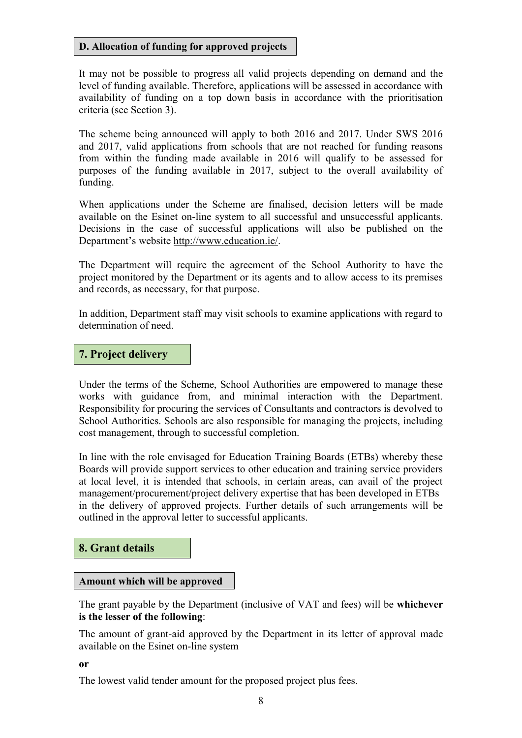### D. Allocation of funding for approved projects

It may not be possible to progress all valid projects depending on demand and the level of funding available. Therefore, applications will be assessed in accordance with availability of funding on a top down basis in accordance with the prioritisation criteria (see Section 3).

The scheme being announced will apply to both 2016 and 2017. Under SWS 2016 and 2017, valid applications from schools that are not reached for funding reasons from within the funding made available in 2016 will qualify to be assessed for purposes of the funding available in 2017, subject to the overall availability of funding.

When applications under the Scheme are finalised, decision letters will be made available on the Esinet on-line system to all successful and unsuccessful applicants. Decisions in the case of successful applications will also be published on the Department's website http://www.education.ie/.

The Department will require the agreement of the School Authority to have the project monitored by the Department or its agents and to allow access to its premises and records, as necessary, for that purpose.

In addition, Department staff may visit schools to examine applications with regard to determination of need.

## 7. Project delivery

Under the terms of the Scheme, School Authorities are empowered to manage these works with guidance from, and minimal interaction with the Department. Responsibility for procuring the services of Consultants and contractors is devolved to School Authorities. Schools are also responsible for managing the projects, including cost management, through to successful completion.

In line with the role envisaged for Education Training Boards (ETBs) whereby these Boards will provide support services to other education and training service providers at local level, it is intended that schools, in certain areas, can avail of the project management/procurement/project delivery expertise that has been developed in ETBs in the delivery of approved projects. Further details of such arrangements will be outlined in the approval letter to successful applicants.

## 8. Grant details

### Amount which will be approved

The grant payable by the Department (inclusive of VAT and fees) will be **whichever is the lesser of the following**:

The amount of grant-aid approved by the Department in its letter of approval made available on the Esinet on-line system

**or**

The lowest valid tender amount for the proposed project plus fees.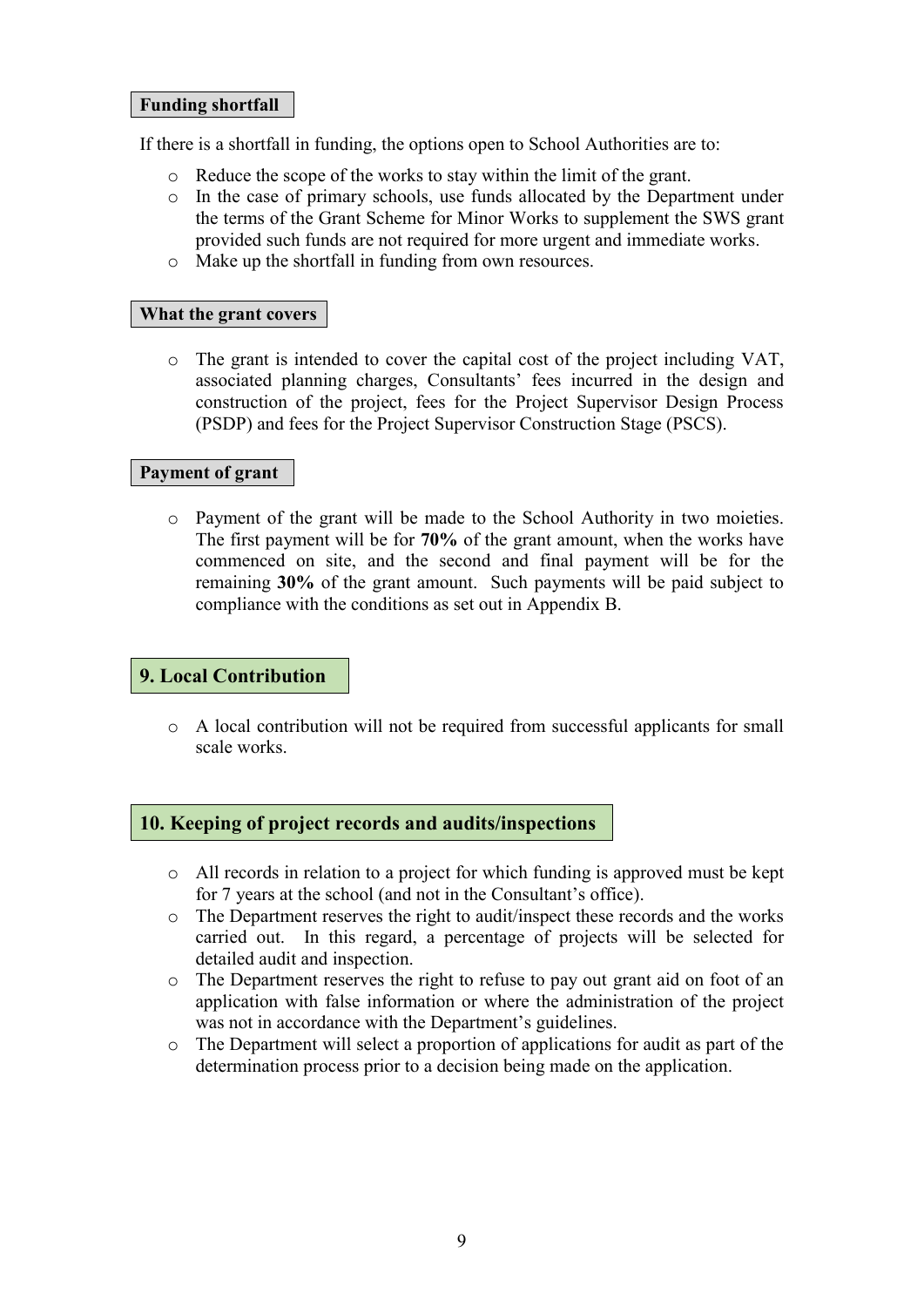### Funding shortfall

If there is a shortfall in funding, the options open to School Authorities are to:

- Reduce the scope of the works to stay within the limit of the grant.
- In the case of primary schools, use funds allocated by the Department under the terms of the Grant Scheme for Minor Works to supplement the SWS grant provided such funds are not required for more urgent and immediate works.
- Make up the shortfall in funding from own resources.

### What the grant covers

- The grant is intended to cover the capital cost of the project including VAT, associated planning charges, Consultants' fees incurred in the design and construction of the project, fees for the Project Supervisor Design Process (PSDP) and fees for the Project Supervisor Construction Stage (PSCS).

### Payment of grant

- Payment of the grant will be made to the School Authority in two moieties. The first payment will be for **70%** of the grant amount, when the works have commenced on site, and the second and final payment will be for the remaining **30%** of the grant amount. Such payments will be paid subject to compliance with the conditions as set out in Appendix B.

## 9. Local Contribution

- A local contribution will not be required from successful applicants for small scale works.

## 10. Keeping of project records and audits/inspections

- All records in relation to a project for which funding is approved must be kept for 7 years at the school (and not in the Consultant's office).
- The Department reserves the right to audit/inspect these records and the works carried out. In this regard, a percentage of projects will be selected for detailed audit and inspection.
- The Department reserves the right to refuse to pay out grant aid on foot of an application with false information or where the administration of the project was not in accordance with the Department's guidelines.
- The Department will select a proportion of applications for audit as part of the determination process prior to a decision being made on the application.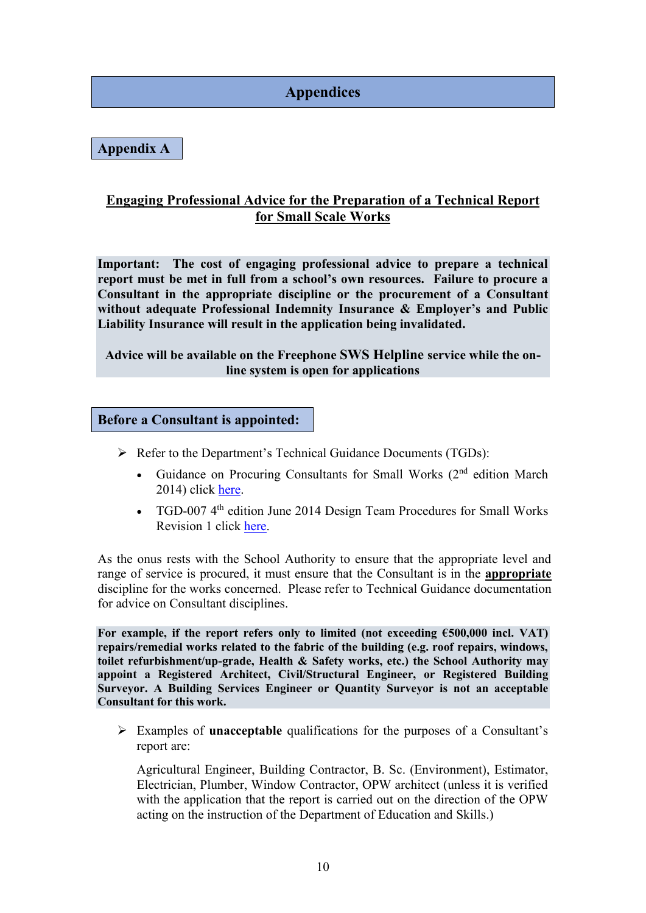# Appendices

## Appendix A

**Engaging Professional Advice for the Preparation of a Technical Report for Small Scale Works**

**Important: The cost of engaging professional advice to prepare a technical report must be met in full from a school's own resources. Failure to procure a Consultant in the appropriate discipline or the procurement of a Consultant without adequate Professional Indemnity Insurance & Employer's and Public Liability Insurance will result in the application being invalidated.**

**Advice will be available on the Freephone SWS Helpline service while the on-line system is open for applications**

## Before a Consultant is appointed:

- Refer to the Department's Technical Guidance Documents (TGDs):
  - Guidance on Procuring Consultants for Small Works (2nd edition March 2014) click here.
  - TGD-007 4th edition June 2014 Design Team Procedures for Small Works Revision 1 click here.

As the onus rests with the School Authority to ensure that the appropriate level and range of service is procured, it must ensure that the Consultant is in the **appropriate** discipline for the works concerned. Please refer to Technical Guidance documentation for advice on Consultant disciplines.

**For example, if the report refers only to limited (not exceeding €500,000 incl. VAT) repairs/remedial works related to the fabric of the building (e.g. roof repairs, windows, toilet refurbishment/up-grade, Health & Safety works, etc.) the School Authority may appoint a Registered Architect, Civil/Structural Engineer, or Registered Building Surveyor. A Building Services Engineer or Quantity Surveyor is not an acceptable Consultant for this work.**

- Examples of **unacceptable** qualifications for the purposes of a Consultant's report are:

  Agricultural Engineer, Building Contractor, B. Sc. (Environment), Estimator, Electrician, Plumber, Window Contractor, OPW architect (unless it is verified with the application that the report is carried out on the direction of the OPW acting on the instruction of the Department of Education and Skills.)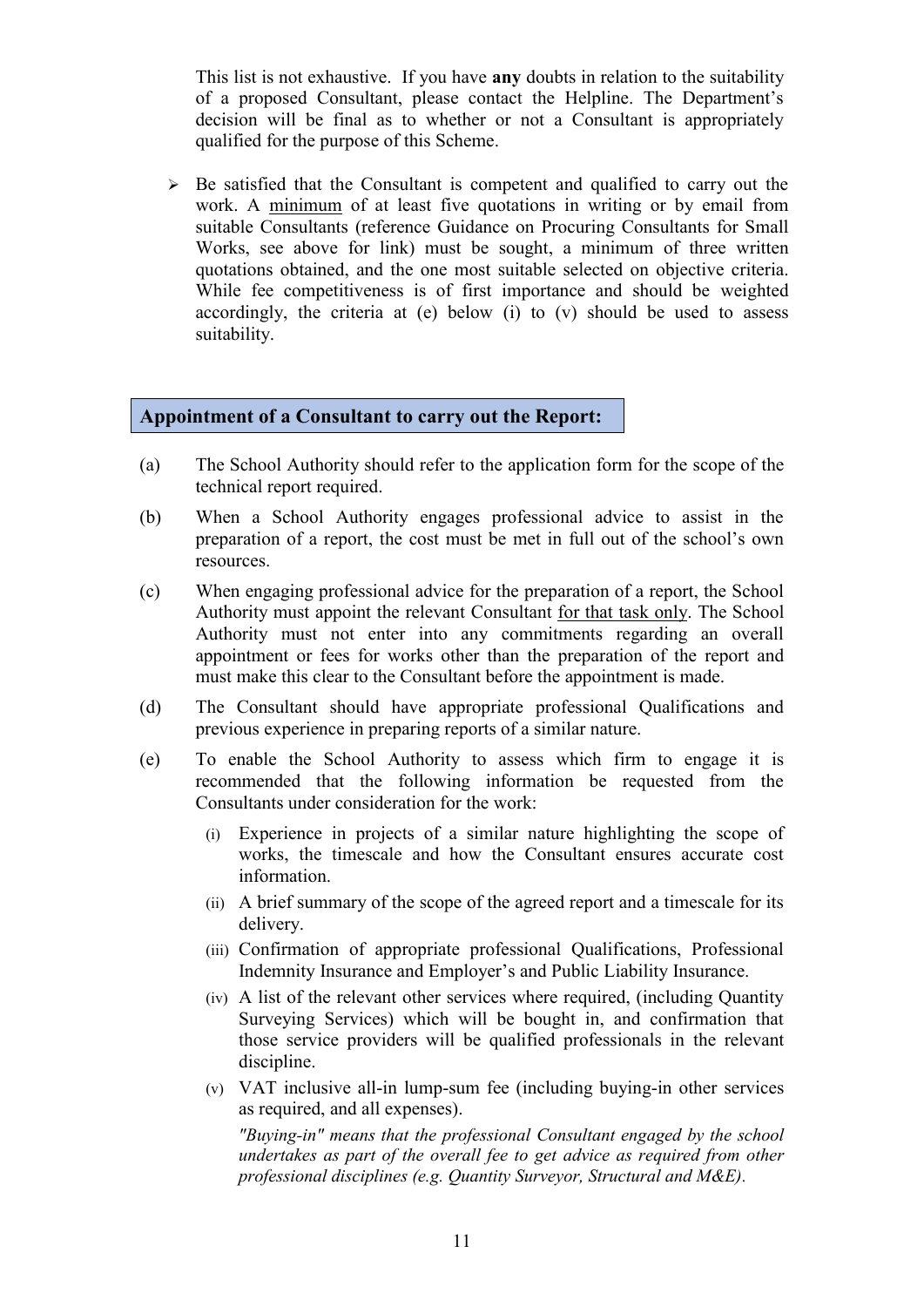This list is not exhaustive. If you have **any** doubts in relation to the suitability of a proposed Consultant, please contact the Helpline. The Department's decision will be final as to whether or not a Consultant is appropriately qualified for the purpose of this Scheme.

- Be satisfied that the Consultant is competent and qualified to carry out the work. A minimum of at least five quotations in writing or by email from suitable Consultants (reference Guidance on Procuring Consultants for Small Works, see above for link) must be sought, a minimum of three written quotations obtained, and the one most suitable selected on objective criteria. While fee competitiveness is of first importance and should be weighted accordingly, the criteria at (e) below (i) to (v) should be used to assess suitability.

## Appointment of a Consultant to carry out the Report:

(a) The School Authority should refer to the application form for the scope of the technical report required.

(b) When a School Authority engages professional advice to assist in the preparation of a report, the cost must be met in full out of the school's own resources.

(c) When engaging professional advice for the preparation of a report, the School Authority must appoint the relevant Consultant for that task only. The School Authority must not enter into any commitments regarding an overall appointment or fees for works other than the preparation of the report and must make this clear to the Consultant before the appointment is made.

(d) The Consultant should have appropriate professional Qualifications and previous experience in preparing reports of a similar nature.

(e) To enable the School Authority to assess which firm to engage it is recommended that the following information be requested from the Consultants under consideration for the work:

(i) Experience in projects of a similar nature highlighting the scope of works, the timescale and how the Consultant ensures accurate cost information.

(ii) A brief summary of the scope of the agreed report and a timescale for its delivery.

(iii) Confirmation of appropriate professional Qualifications, Professional Indemnity Insurance and Employer's and Public Liability Insurance.

(iv) A list of the relevant other services where required, (including Quantity Surveying Services) which will be bought in, and confirmation that those service providers will be qualified professionals in the relevant discipline.

(v) VAT inclusive all-in lump-sum fee (including buying-in other services as required, and all expenses).

*"Buying-in" means that the professional Consultant engaged by the school undertakes as part of the overall fee to get advice as required from other professional disciplines (e.g. Quantity Surveyor, Structural and M&E).*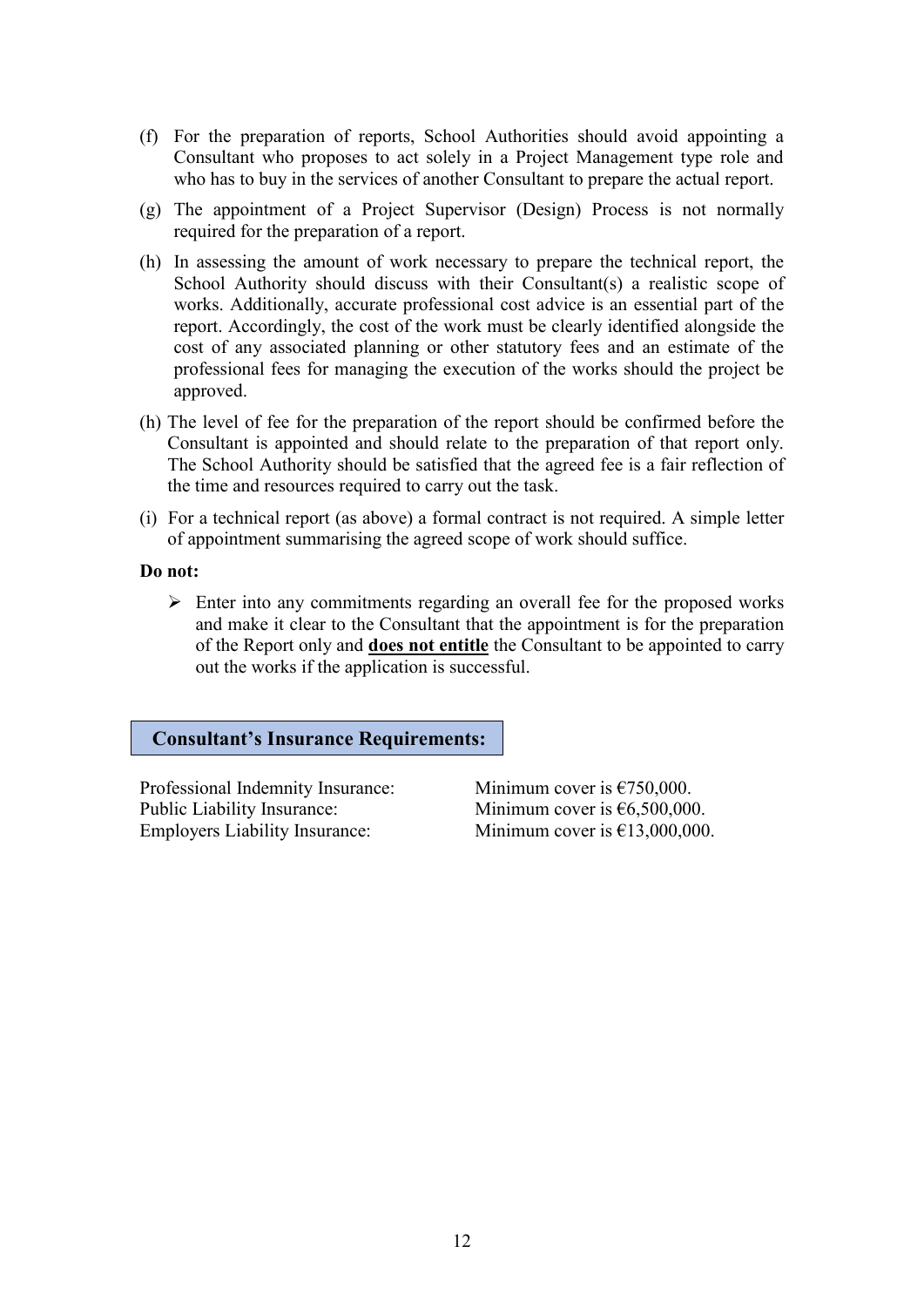(f) For the preparation of reports, School Authorities should avoid appointing a Consultant who proposes to act solely in a Project Management type role and who has to buy in the services of another Consultant to prepare the actual report.

(g) The appointment of a Project Supervisor (Design) Process is not normally required for the preparation of a report.

(h) In assessing the amount of work necessary to prepare the technical report, the School Authority should discuss with their Consultant(s) a realistic scope of works. Additionally, accurate professional cost advice is an essential part of the report. Accordingly, the cost of the work must be clearly identified alongside the cost of any associated planning or other statutory fees and an estimate of the professional fees for managing the execution of the works should the project be approved.

(h) The level of fee for the preparation of the report should be confirmed before the Consultant is appointed and should relate to the preparation of that report only. The School Authority should be satisfied that the agreed fee is a fair reflection of the time and resources required to carry out the task.

(i) For a technical report (as above) a formal contract is not required. A simple letter of appointment summarising the agreed scope of work should suffice.

**Do not:**

- Enter into any commitments regarding an overall fee for the proposed works and make it clear to the Consultant that the appointment is for the preparation of the Report only and **does not entitle** the Consultant to be appointed to carry out the works if the application is successful.

## Consultant's Insurance Requirements:

| | |
|---|---|
| Professional Indemnity Insurance: | Minimum cover is €750,000. |
| Public Liability Insurance: | Minimum cover is €6,500,000. |
| Employers Liability Insurance: | Minimum cover is €13,000,000. |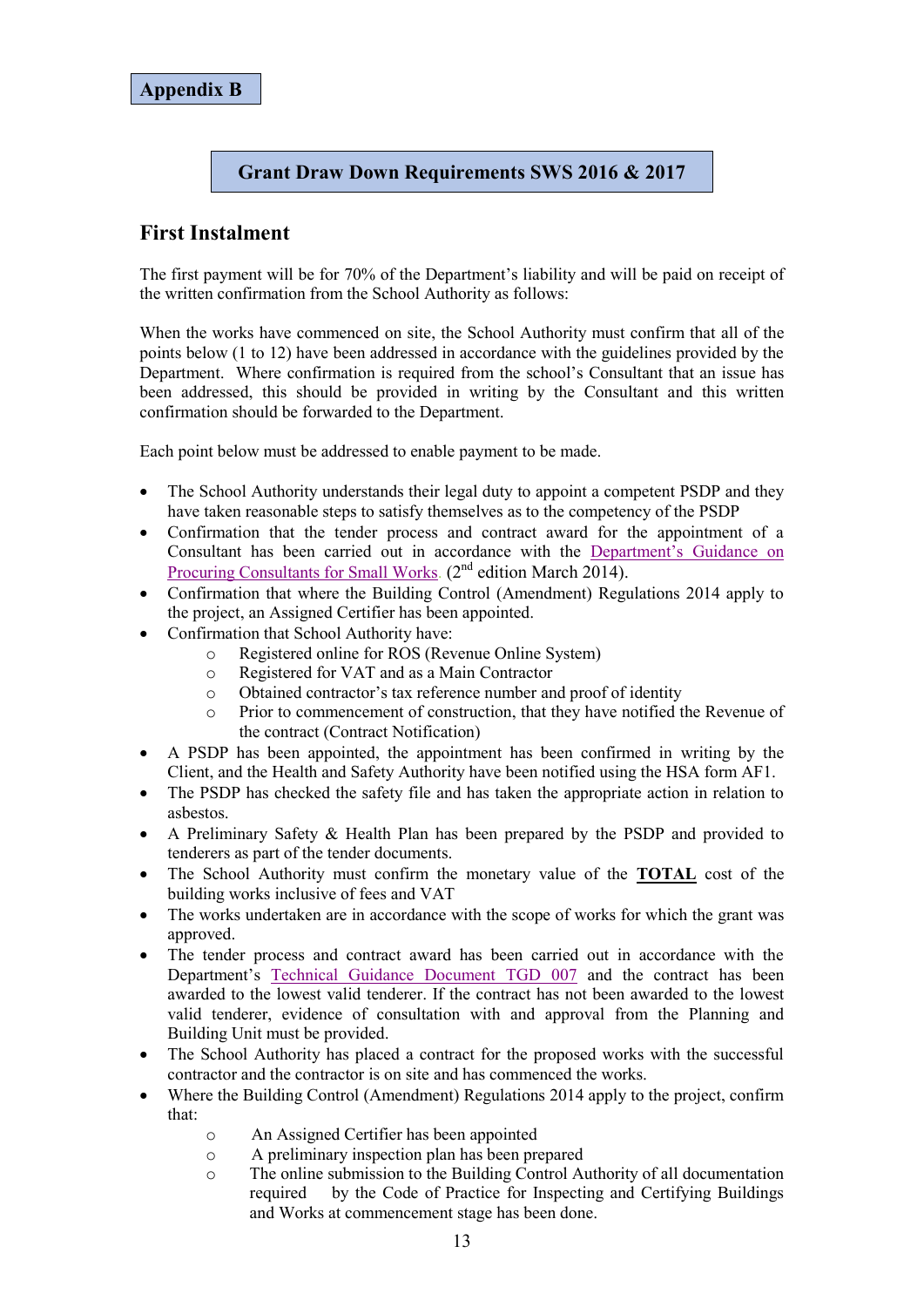**Appendix B**

## Grant Draw Down Requirements SWS 2016 & 2017

## First Instalment

The first payment will be for 70% of the Department's liability and will be paid on receipt of the written confirmation from the School Authority as follows:

When the works have commenced on site, the School Authority must confirm that all of the points below (1 to 12) have been addressed in accordance with the guidelines provided by the Department. Where confirmation is required from the school's Consultant that an issue has been addressed, this should be provided in writing by the Consultant and this written confirmation should be forwarded to the Department.

Each point below must be addressed to enable payment to be made.

- The School Authority understands their legal duty to appoint a competent PSDP and they have taken reasonable steps to satisfy themselves as to the competency of the PSDP
- Confirmation that the tender process and contract award for the appointment of a Consultant has been carried out in accordance with the Department's Guidance on Procuring Consultants for Small Works. (2nd edition March 2014).
- Confirmation that where the Building Control (Amendment) Regulations 2014 apply to the project, an Assigned Certifier has been appointed.
- Confirmation that School Authority have:
    - Registered online for ROS (Revenue Online System)
    - Registered for VAT and as a Main Contractor
    - Obtained contractor's tax reference number and proof of identity
    - Prior to commencement of construction, that they have notified the Revenue of the contract (Contract Notification)
- A PSDP has been appointed, the appointment has been confirmed in writing by the Client, and the Health and Safety Authority have been notified using the HSA form AF1.
- The PSDP has checked the safety file and has taken the appropriate action in relation to asbestos.
- A Preliminary Safety & Health Plan has been prepared by the PSDP and provided to tenderers as part of the tender documents.
- The School Authority must confirm the monetary value of the **TOTAL** cost of the building works inclusive of fees and VAT
- The works undertaken are in accordance with the scope of works for which the grant was approved.
- The tender process and contract award has been carried out in accordance with the Department's Technical Guidance Document TGD 007 and the contract has been awarded to the lowest valid tenderer. If the contract has not been awarded to the lowest valid tenderer, evidence of consultation with and approval from the Planning and Building Unit must be provided.
- The School Authority has placed a contract for the proposed works with the successful contractor and the contractor is on site and has commenced the works.
- Where the Building Control (Amendment) Regulations 2014 apply to the project, confirm that:
    - An Assigned Certifier has been appointed
    - A preliminary inspection plan has been prepared
    - The online submission to the Building Control Authority of all documentation required by the Code of Practice for Inspecting and Certifying Buildings and Works at commencement stage has been done.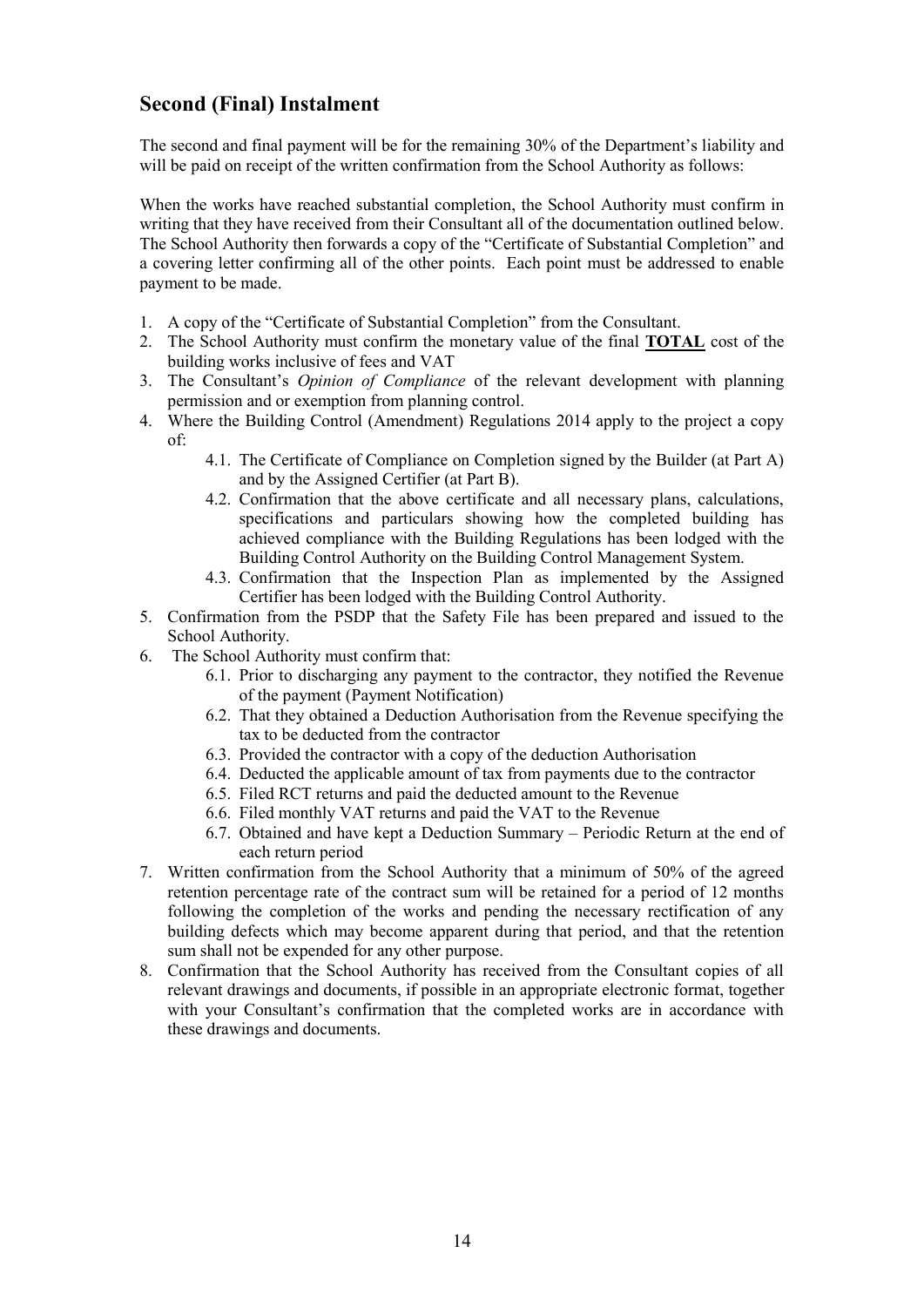## Second (Final) Instalment

The second and final payment will be for the remaining 30% of the Department's liability and will be paid on receipt of the written confirmation from the School Authority as follows:

When the works have reached substantial completion, the School Authority must confirm in writing that they have received from their Consultant all of the documentation outlined below. The School Authority then forwards a copy of the "Certificate of Substantial Completion" and a covering letter confirming all of the other points. Each point must be addressed to enable payment to be made.

1. A copy of the "Certificate of Substantial Completion" from the Consultant.
2. The School Authority must confirm the monetary value of the final **TOTAL** cost of the building works inclusive of fees and VAT
3. The Consultant's *Opinion of Compliance* of the relevant development with planning permission and or exemption from planning control.
4. Where the Building Control (Amendment) Regulations 2014 apply to the project a copy of:
    - 4.1. The Certificate of Compliance on Completion signed by the Builder (at Part A) and by the Assigned Certifier (at Part B).
    - 4.2. Confirmation that the above certificate and all necessary plans, calculations, specifications and particulars showing how the completed building has achieved compliance with the Building Regulations has been lodged with the Building Control Authority on the Building Control Management System.
    - 4.3. Confirmation that the Inspection Plan as implemented by the Assigned Certifier has been lodged with the Building Control Authority.
5. Confirmation from the PSDP that the Safety File has been prepared and issued to the School Authority.
6. The School Authority must confirm that:
    - 6.1. Prior to discharging any payment to the contractor, they notified the Revenue of the payment (Payment Notification)
    - 6.2. That they obtained a Deduction Authorisation from the Revenue specifying the tax to be deducted from the contractor
    - 6.3. Provided the contractor with a copy of the deduction Authorisation
    - 6.4. Deducted the applicable amount of tax from payments due to the contractor
    - 6.5. Filed RCT returns and paid the deducted amount to the Revenue
    - 6.6. Filed monthly VAT returns and paid the VAT to the Revenue
    - 6.7. Obtained and have kept a Deduction Summary – Periodic Return at the end of each return period
7. Written confirmation from the School Authority that a minimum of 50% of the agreed retention percentage rate of the contract sum will be retained for a period of 12 months following the completion of the works and pending the necessary rectification of any building defects which may become apparent during that period, and that the retention sum shall not be expended for any other purpose.
8. Confirmation that the School Authority has received from the Consultant copies of all relevant drawings and documents, if possible in an appropriate electronic format, together with your Consultant's confirmation that the completed works are in accordance with these drawings and documents.